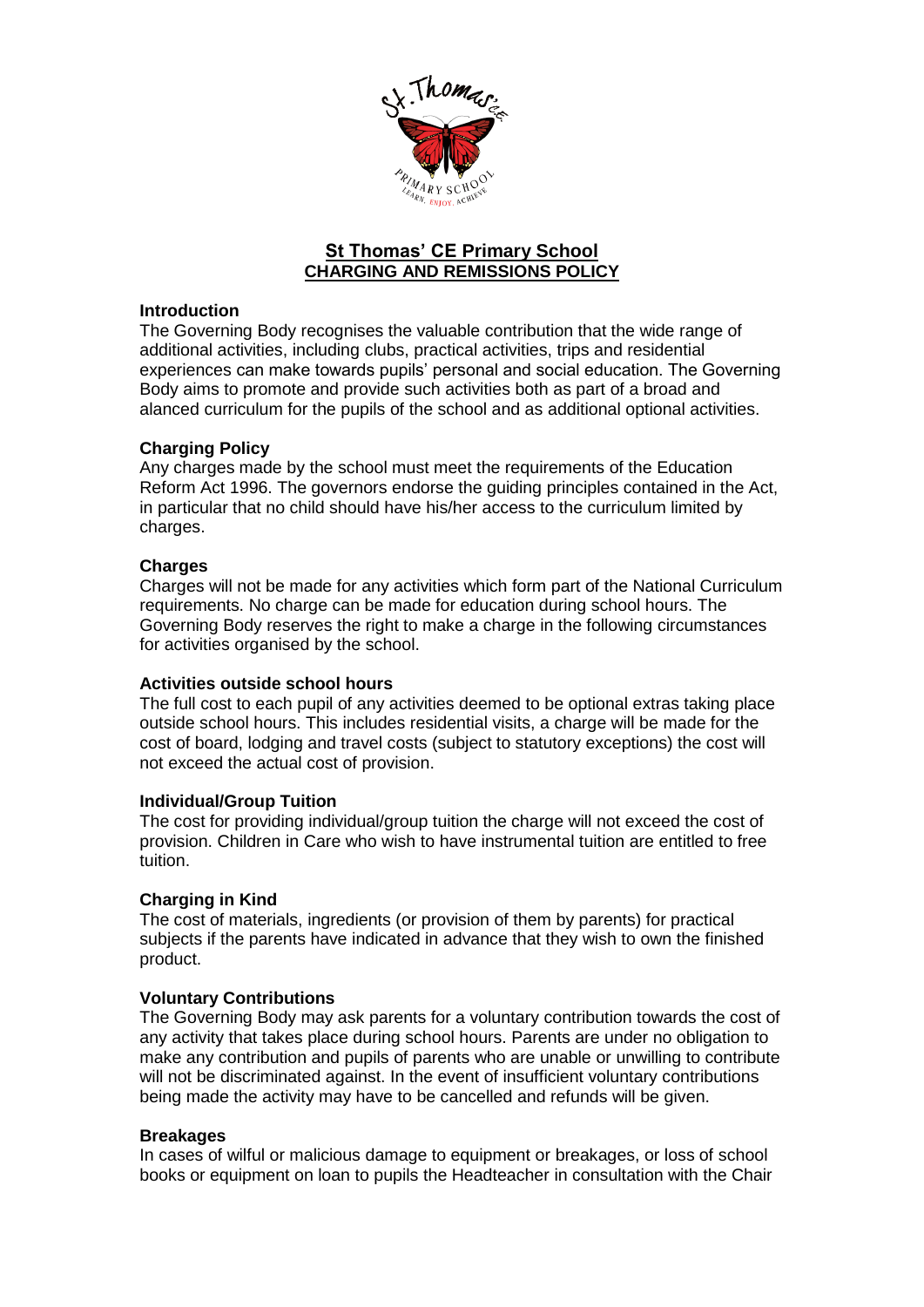# St Thomas' CE Primary School
## CHARGING AND REMISSIONS POLICY

### Introduction

The Governing Body recognises the valuable contribution that the wide range of additional activities, including clubs, practical activities, trips and residential experiences can make towards pupils' personal and social education. The Governing Body aims to promote and provide such activities both as part of a broad and alanced curriculum for the pupils of the school and as additional optional activities.

### Charging Policy

Any charges made by the school must meet the requirements of the Education Reform Act 1996. The governors endorse the guiding principles contained in the Act, in particular that no child should have his/her access to the curriculum limited by charges.

### Charges

Charges will not be made for any activities which form part of the National Curriculum requirements. No charge can be made for education during school hours. The Governing Body reserves the right to make a charge in the following circumstances for activities organised by the school.

### Activities outside school hours

The full cost to each pupil of any activities deemed to be optional extras taking place outside school hours. This includes residential visits, a charge will be made for the cost of board, lodging and travel costs (subject to statutory exceptions) the cost will not exceed the actual cost of provision.

### Individual/Group Tuition

The cost for providing individual/group tuition the charge will not exceed the cost of provision. Children in Care who wish to have instrumental tuition are entitled to free tuition.

### Charging in Kind

The cost of materials, ingredients (or provision of them by parents) for practical subjects if the parents have indicated in advance that they wish to own the finished product.

### Voluntary Contributions

The Governing Body may ask parents for a voluntary contribution towards the cost of any activity that takes place during school hours. Parents are under no obligation to make any contribution and pupils of parents who are unable or unwilling to contribute will not be discriminated against. In the event of insufficient voluntary contributions being made the activity may have to be cancelled and refunds will be given.

### Breakages

In cases of wilful or malicious damage to equipment or breakages, or loss of school books or equipment on loan to pupils the Headteacher in consultation with the Chair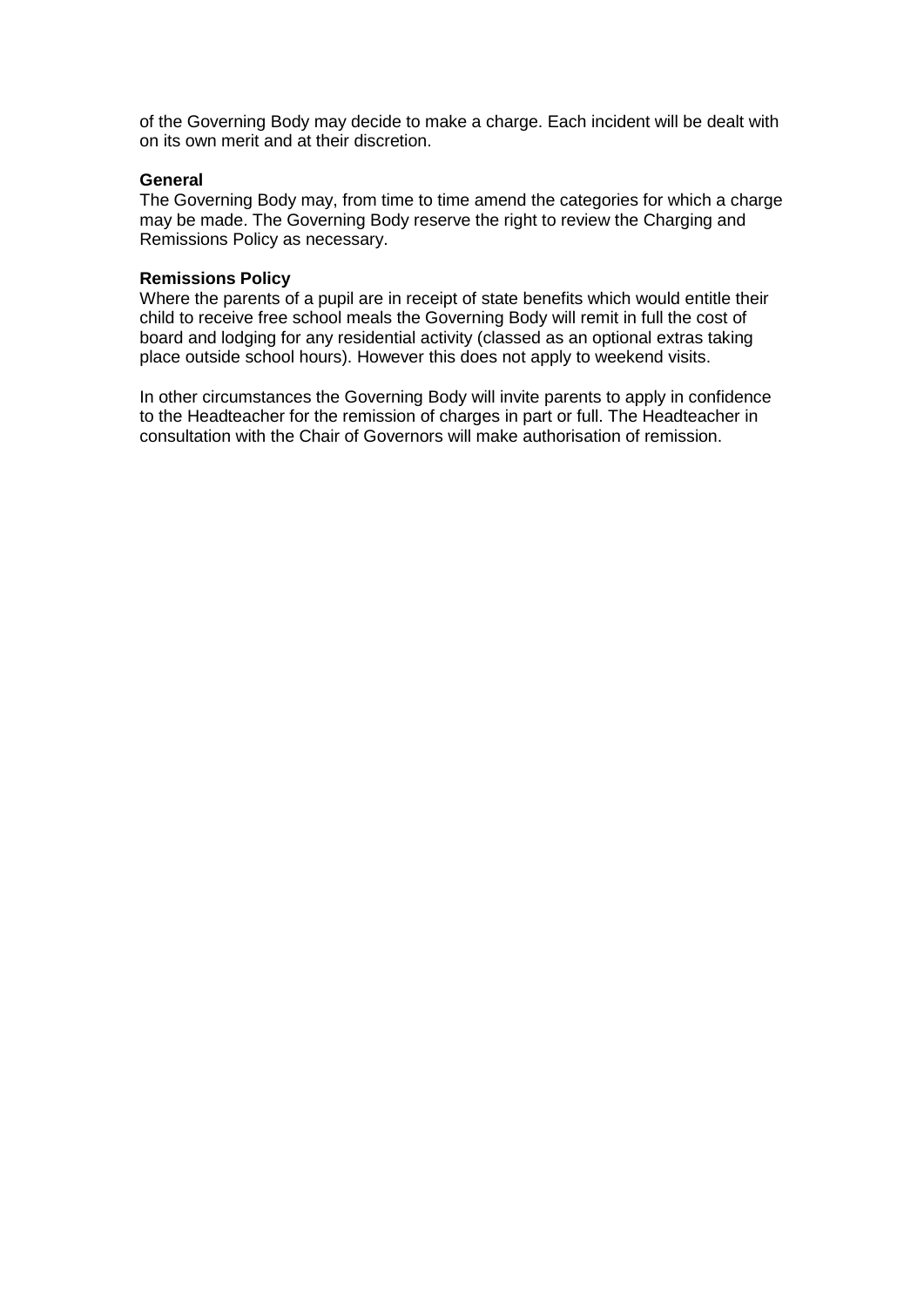of the Governing Body may decide to make a charge. Each incident will be dealt with on its own merit and at their discretion.

**General**

The Governing Body may, from time to time amend the categories for which a charge may be made. The Governing Body reserve the right to review the Charging and Remissions Policy as necessary.

**Remissions Policy**

Where the parents of a pupil are in receipt of state benefits which would entitle their child to receive free school meals the Governing Body will remit in full the cost of board and lodging for any residential activity (classed as an optional extras taking place outside school hours). However this does not apply to weekend visits.

In other circumstances the Governing Body will invite parents to apply in confidence to the Headteacher for the remission of charges in part or full. The Headteacher in consultation with the Chair of Governors will make authorisation of remission.